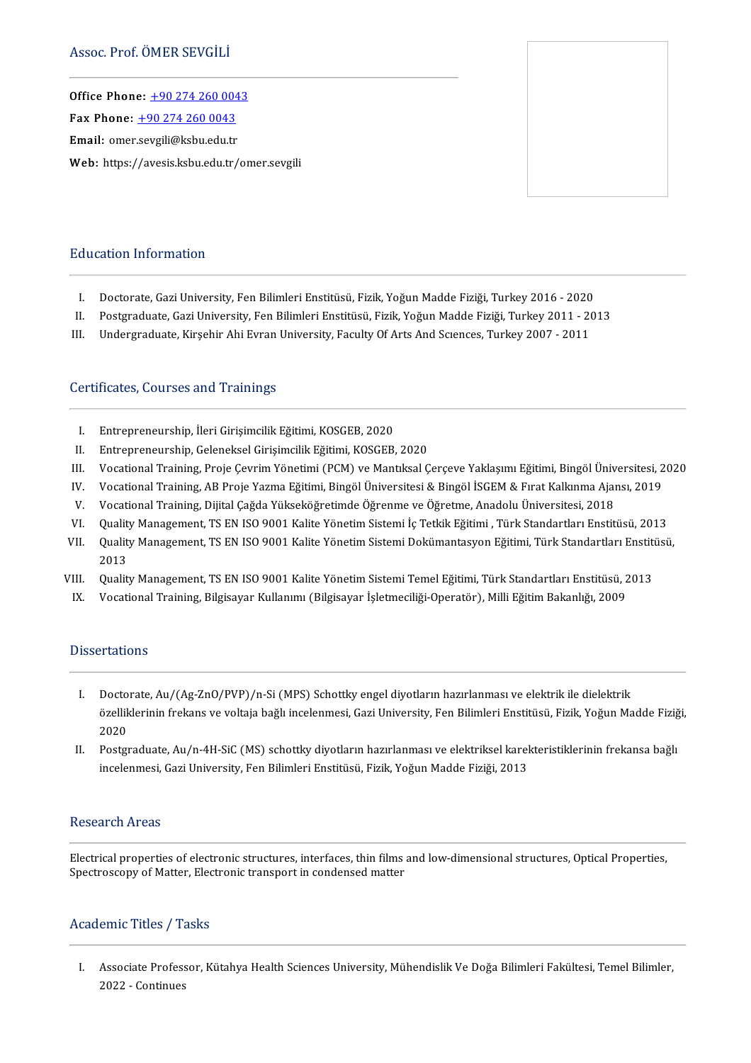# Assoc. Prof. ÖMER SEVGİLİ

**Office Phone:** +90 274 260 0043
**Fax Phone:** +90 274 260 0043
**Email:** omer.sevgili@ksbu.edu.tr
**Web:** https://avesis.ksbu.edu.tr/omer.sevgili

## Education Information

I. Doctorate, Gazi University, Fen Bilimleri Enstitüsü, Fizik, Yoğun Madde Fiziği, Turkey 2016 - 2020
II. Postgraduate, Gazi University, Fen Bilimleri Enstitüsü, Fizik, Yoğun Madde Fiziği, Turkey 2011 - 2013
III. Undergraduate, Kirşehir Ahi Evran University, Faculty Of Arts And Scıences, Turkey 2007 - 2011

## Certificates, Courses and Trainings

I. Entrepreneurship, İleri Girişimcilik Eğitimi, KOSGEB, 2020
II. Entrepreneurship, Geleneksel Girişimcilik Eğitimi, KOSGEB, 2020
III. Vocational Training, Proje Çevrim Yönetimi (PCM) ve Mantıksal Çerçeve Yaklaşımı Eğitimi, Bingöl Üniversitesi, 2020
IV. Vocational Training, AB Proje Yazma Eğitimi, Bingöl Üniversitesi & Bingöl İSGEM & Fırat Kalkınma Ajansı, 2019
V. Vocational Training, Dijital Çağda Yükseköğretimde Öğrenme ve Öğretme, Anadolu Üniversitesi, 2018
VI. Quality Management, TS EN ISO 9001 Kalite Yönetim Sistemi İç Tetkik Eğitimi , Türk Standartları Enstitüsü, 2013
VII. Quality Management, TS EN ISO 9001 Kalite Yönetim Sistemi Dokümantasyon Eğitimi, Türk Standartları Enstitüsü, 2013
VIII. Quality Management, TS EN ISO 9001 Kalite Yönetim Sistemi Temel Eğitimi, Türk Standartları Enstitüsü, 2013
IX. Vocational Training, Bilgisayar Kullanımı (Bilgisayar İşletmeciliği-Operatör), Milli Eğitim Bakanlığı, 2009

## Dissertations

I. Doctorate, Au/(Ag-ZnO/PVP)/n-Si (MPS) Schottky engel diyotların hazırlanması ve elektrik ile dielektrik özelliklerinin frekans ve voltaja bağlı incelenmesi, Gazi University, Fen Bilimleri Enstitüsü, Fizik, Yoğun Madde Fiziği, 2020
II. Postgraduate, Au/n-4H-SiC (MS) schottky diyotların hazırlanması ve elektriksel karekteristiklerinin frekansa bağlı incelenmesi, Gazi University, Fen Bilimleri Enstitüsü, Fizik, Yoğun Madde Fiziği, 2013

## Research Areas

Electrical properties of electronic structures, interfaces, thin films and low-dimensional structures, Optical Properties, Spectroscopy of Matter, Electronic transport in condensed matter

## Academic Titles / Tasks

I. Associate Professor, Kütahya Health Sciences University, Mühendislik Ve Doğa Bilimleri Fakültesi, Temel Bilimler, 2022 - Continues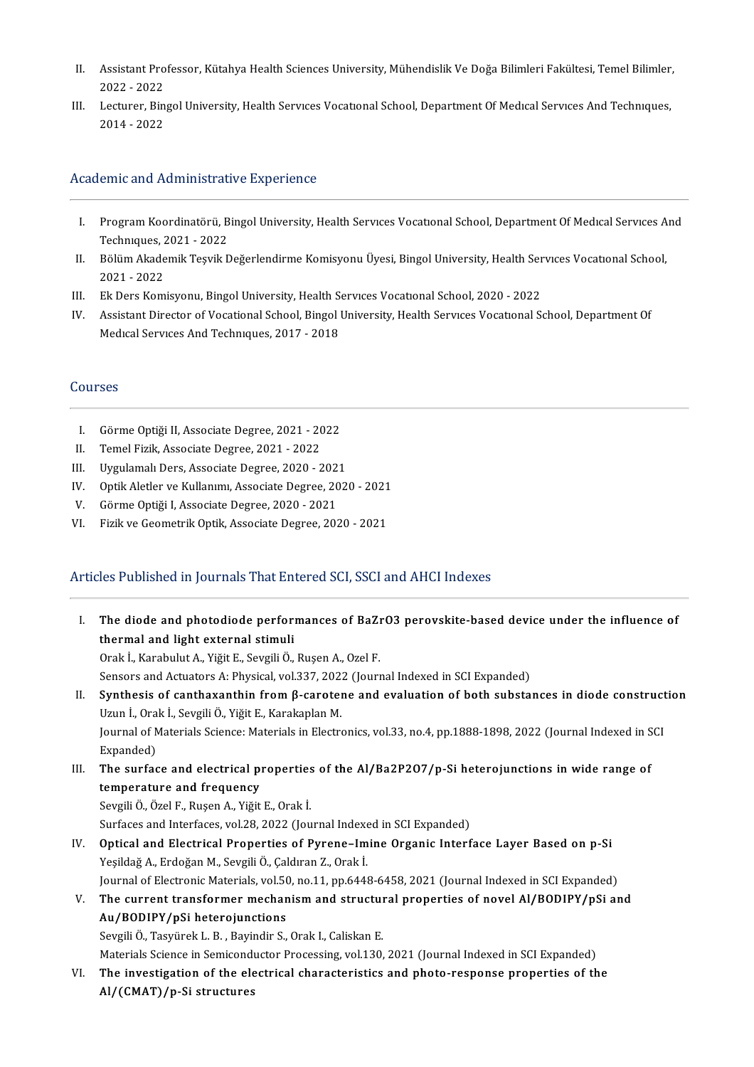II. Assistant Professor, Kütahya Health Sciences University, Mühendislik Ve Doğa Bilimleri Fakültesi, Temel Bilimler, 2022 - 2022
III. Lecturer, Bingol University, Health Servıces Vocatıonal School, Department Of Medıcal Servıces And Technıques, 2014 - 2022

## Academic and Administrative Experience

I. Program Koordinatörü, Bingol University, Health Servıces Vocatıonal School, Department Of Medıcal Servıces And Technıques, 2021 - 2022
II. Bölüm Akademik Teşvik Değerlendirme Komisyonu Üyesi, Bingol University, Health Servıces Vocatıonal School, 2021 - 2022
III. Ek Ders Komisyonu, Bingol University, Health Servıces Vocatıonal School, 2020 - 2022
IV. Assistant Director of Vocational School, Bingol University, Health Servıces Vocatıonal School, Department Of Medıcal Servıces And Technıques, 2017 - 2018

## Courses

I. Görme Optiği II, Associate Degree, 2021 - 2022
II. Temel Fizik, Associate Degree, 2021 - 2022
III. Uygulamalı Ders, Associate Degree, 2020 - 2021
IV. Optik Aletler ve Kullanımı, Associate Degree, 2020 - 2021
V. Görme Optiği I, Associate Degree, 2020 - 2021
VI. Fizik ve Geometrik Optik, Associate Degree, 2020 - 2021

## Articles Published in Journals That Entered SCI, SSCI and AHCI Indexes

I. **The diode and photodiode performances of BaZrO3 perovskite-based device under the influence of thermal and light external stimuli**
Orak İ., Karabulut A., Yiğit E., Sevgili Ö., Ruşen A., Ozel F.
Sensors and Actuators A: Physical, vol.337, 2022 (Journal Indexed in SCI Expanded)
II. **Synthesis of canthaxanthin from β-carotene and evaluation of both substances in diode construction**
Uzun İ., Orak İ., Sevgili Ö., Yiğit E., Karakaplan M.
Journal of Materials Science: Materials in Electronics, vol.33, no.4, pp.1888-1898, 2022 (Journal Indexed in SCI Expanded)
III. **The surface and electrical properties of the Al/Ba2P2O7/p-Si heterojunctions in wide range of temperature and frequency**
Sevgili Ö., Özel F., Ruşen A., Yiğit E., Orak İ.
Surfaces and Interfaces, vol.28, 2022 (Journal Indexed in SCI Expanded)
IV. **Optical and Electrical Properties of Pyrene–Imine Organic Interface Layer Based on p-Si**
Yeşildağ A., Erdoğan M., Sevgili Ö., Çaldıran Z., Orak İ.
Journal of Electronic Materials, vol.50, no.11, pp.6448-6458, 2021 (Journal Indexed in SCI Expanded)
V. **The current transformer mechanism and structural properties of novel Al/BODIPY/pSi and Au/BODIPY/pSi heterojunctions**
Sevgili Ö., Tasyürek L. B. , Bayindir S., Orak I., Caliskan E.
Materials Science in Semiconductor Processing, vol.130, 2021 (Journal Indexed in SCI Expanded)
VI. **The investigation of the electrical characteristics and photo-response properties of the Al/(CMAT)/p-Si structures**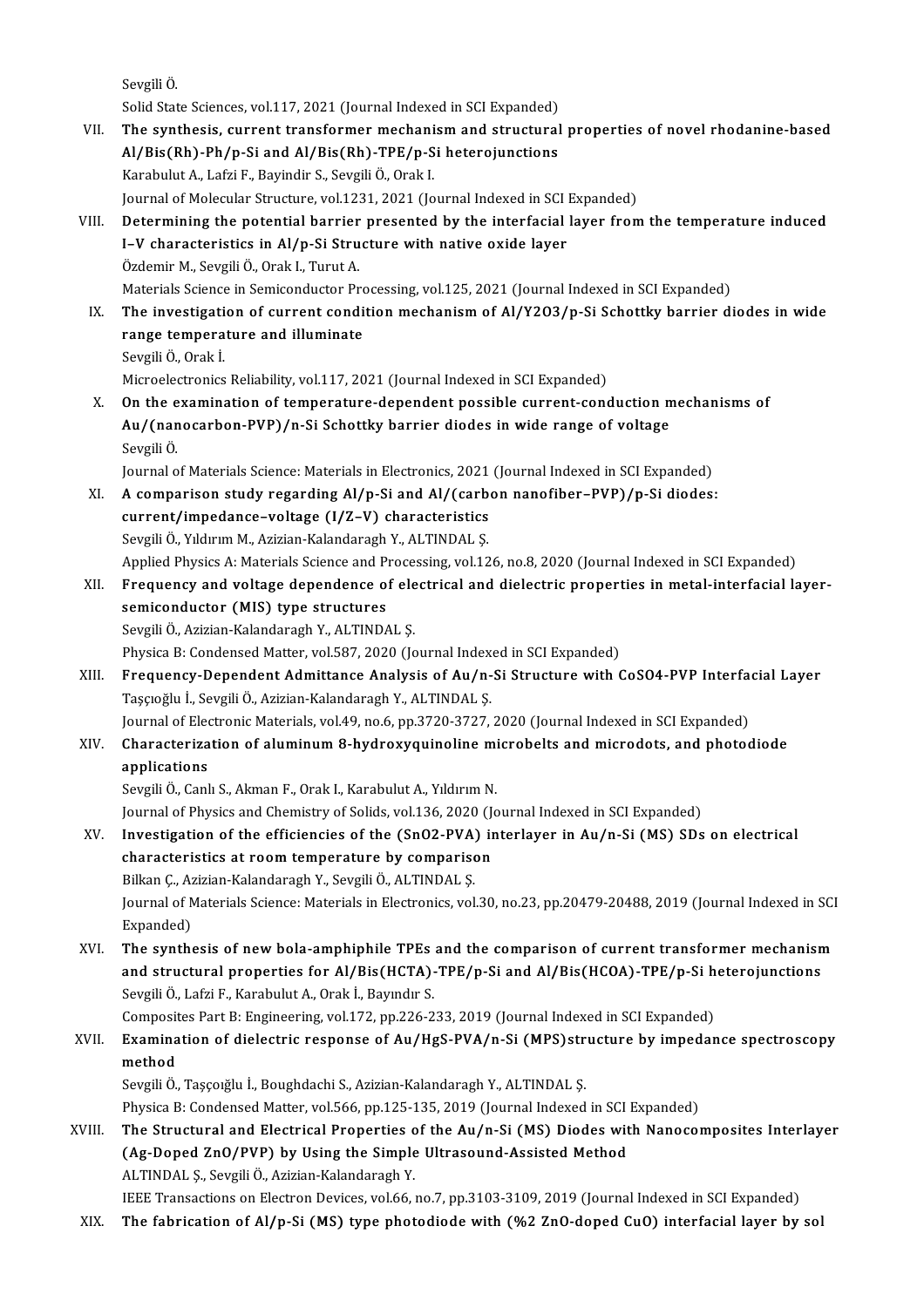Sevgili Ö.

Solid State Sciences, vol.117, 2021 (Journal Indexed in SCI Expanded)

VII. **The synthesis, current transformer mechanism and structural properties of novel rhodanine-based Al/Bis(Rh)-Ph/p-Si and Al/Bis(Rh)-TPE/p-Si heterojunctions**
Karabulut A., Lafzi F., Bayindir S., Sevgili Ö., Orak I.
Journal of Molecular Structure, vol.1231, 2021 (Journal Indexed in SCI Expanded)

VIII. **Determining the potential barrier presented by the interfacial layer from the temperature induced I–V characteristics in Al/p-Si Structure with native oxide layer**
Özdemir M., Sevgili Ö., Orak I., Turut A.
Materials Science in Semiconductor Processing, vol.125, 2021 (Journal Indexed in SCI Expanded)

IX. **The investigation of current condition mechanism of Al/Y2O3/p-Si Schottky barrier diodes in wide range temperature and illuminate**
Sevgili Ö., Orak İ.
Microelectronics Reliability, vol.117, 2021 (Journal Indexed in SCI Expanded)

X. **On the examination of temperature-dependent possible current-conduction mechanisms of Au/(nanocarbon-PVP)/n-Si Schottky barrier diodes in wide range of voltage**
Sevgili Ö.
Journal of Materials Science: Materials in Electronics, 2021 (Journal Indexed in SCI Expanded)

XI. **A comparison study regarding Al/p-Si and Al/(carbon nanofiber–PVP)/p-Si diodes: current/impedance–voltage (I/Z–V) characteristics**
Sevgili Ö., Yıldırım M., Azizian-Kalandaragh Y., ALTINDAL Ş.
Applied Physics A: Materials Science and Processing, vol.126, no.8, 2020 (Journal Indexed in SCI Expanded)

XII. **Frequency and voltage dependence of electrical and dielectric properties in metal-interfacial layer-semiconductor (MIS) type structures**
Sevgili Ö., Azizian-Kalandaragh Y., ALTINDAL Ş.
Physica B: Condensed Matter, vol.587, 2020 (Journal Indexed in SCI Expanded)

XIII. **Frequency-Dependent Admittance Analysis of Au/n-Si Structure with CoSO4-PVP Interfacial Layer**
Taşçıoğlu İ., Sevgili Ö., Azizian-Kalandaragh Y., ALTINDAL Ş.
Journal of Electronic Materials, vol.49, no.6, pp.3720-3727, 2020 (Journal Indexed in SCI Expanded)

XIV. **Characterization of aluminum 8-hydroxyquinoline microbelts and microdots, and photodiode applications**
Sevgili Ö., Canlı S., Akman F., Orak I., Karabulut A., Yıldırım N.
Journal of Physics and Chemistry of Solids, vol.136, 2020 (Journal Indexed in SCI Expanded)

XV. **Investigation of the efficiencies of the (SnO2-PVA) interlayer in Au/n-Si (MS) SDs on electrical characteristics at room temperature by comparison**
Bilkan Ç., Azizian-Kalandaragh Y., Sevgili Ö., ALTINDAL Ş.
Journal of Materials Science: Materials in Electronics, vol.30, no.23, pp.20479-20488, 2019 (Journal Indexed in SCI Expanded)

XVI. **The synthesis of new bola-amphiphile TPEs and the comparison of current transformer mechanism and structural properties for Al/Bis(HCTA)-TPE/p-Si and Al/Bis(HCOA)-TPE/p-Si heterojunctions**
Sevgili Ö., Lafzi F., Karabulut A., Orak İ., Bayındır S.
Composites Part B: Engineering, vol.172, pp.226-233, 2019 (Journal Indexed in SCI Expanded)

XVII. **Examination of dielectric response of Au/HgS-PVA/n-Si (MPS)structure by impedance spectroscopy method**
Sevgili Ö., Taşçıoğlu İ., Boughdachi S., Azizian-Kalandaragh Y., ALTINDAL Ş.
Physica B: Condensed Matter, vol.566, pp.125-135, 2019 (Journal Indexed in SCI Expanded)

XVIII. **The Structural and Electrical Properties of the Au/n-Si (MS) Diodes with Nanocomposites Interlayer (Ag-Doped ZnO/PVP) by Using the Simple Ultrasound-Assisted Method**
ALTINDAL Ş., Sevgili Ö., Azizian-Kalandaragh Y.
IEEE Transactions on Electron Devices, vol.66, no.7, pp.3103-3109, 2019 (Journal Indexed in SCI Expanded)

XIX. **The fabrication of Al/p-Si (MS) type photodiode with (%2 ZnO-doped CuO) interfacial layer by sol**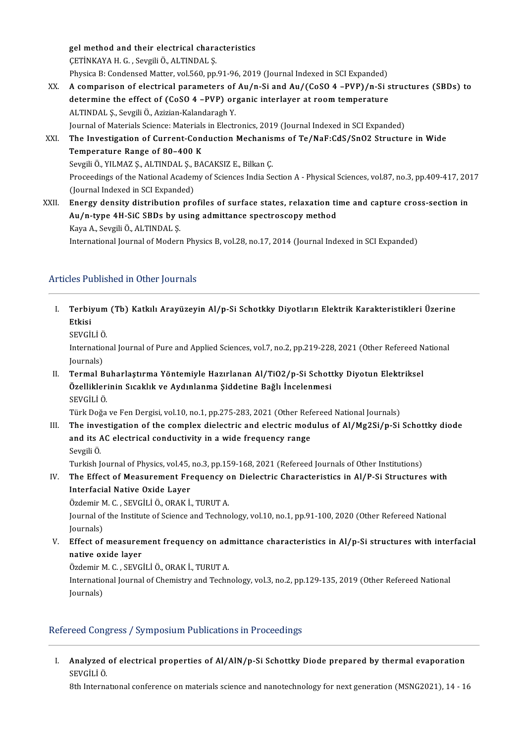gel method and their electrical characteristics
ÇETİNKAYA H. G. , Sevgili Ö., ALTINDAL Ş.
Physica B: Condensed Matter, vol.560, pp.91-96, 2019 (Journal Indexed in SCI Expanded)

XX. **A comparison of electrical parameters of Au/n-Si and Au/(CoSO 4 –PVP)/n-Si structures (SBDs) to determine the effect of (CoSO 4 –PVP) organic interlayer at room temperature**
ALTINDAL Ş., Sevgili Ö., Azizian-Kalandaragh Y.
Journal of Materials Science: Materials in Electronics, 2019 (Journal Indexed in SCI Expanded)

XXI. **The Investigation of Current-Conduction Mechanisms of Te/NaF:CdS/SnO2 Structure in Wide Temperature Range of 80–400 K**
Sevgili Ö., YILMAZ Ş., ALTINDAL Ş., BACAKSIZ E., Bilkan Ç.
Proceedings of the National Academy of Sciences India Section A - Physical Sciences, vol.87, no.3, pp.409-417, 2017 (Journal Indexed in SCI Expanded)

XXII. **Energy density distribution profiles of surface states, relaxation time and capture cross-section in Au/n-type 4H-SiC SBDs by using admittance spectroscopy method**
Kaya A., Sevgili Ö., ALTINDAL Ş.
International Journal of Modern Physics B, vol.28, no.17, 2014 (Journal Indexed in SCI Expanded)

## Articles Published in Other Journals

I. **Terbiyum (Tb) Katkılı Arayüzeyin Al/p-Si Schotkky Diyotların Elektrik Karakteristikleri Üzerine Etkisi**
SEVGİLİ Ö.
International Journal of Pure and Applied Sciences, vol.7, no.2, pp.219-228, 2021 (Other Refereed National Journals)

II. **Termal Buharlaştırma Yöntemiyle Hazırlanan Al/TiO2/p-Si Schottky Diyotun Elektriksel Özelliklerinin Sıcaklık ve Aydınlanma Şiddetine Bağlı İncelenmesi**
SEVGİLİ Ö.
Türk Doğa ve Fen Dergisi, vol.10, no.1, pp.275-283, 2021 (Other Refereed National Journals)

III. **The investigation of the complex dielectric and electric modulus of Al/Mg2Si/p-Si Schottky diode and its AC electrical conductivity in a wide frequency range**
Sevgili Ö.
Turkish Journal of Physics, vol.45, no.3, pp.159-168, 2021 (Refereed Journals of Other Institutions)

IV. **The Effect of Measurement Frequency on Dielectric Characteristics in Al/P-Si Structures with Interfacial Native Oxide Layer**
Özdemir M. C. , SEVGİLİ Ö., ORAK İ., TURUT A.
Journal of the Institute of Science and Technology, vol.10, no.1, pp.91-100, 2020 (Other Refereed National Journals)

V. **Effect of measurement frequency on admittance characteristics in Al/p-Si structures with interfacial native oxide layer**
Özdemir M. C. , SEVGİLİ Ö., ORAK İ., TURUT A.
International Journal of Chemistry and Technology, vol.3, no.2, pp.129-135, 2019 (Other Refereed National Journals)

## Refereed Congress / Symposium Publications in Proceedings

I. **Analyzed of electrical properties of Al/AlN/p-Si Schottky Diode prepared by thermal evaporation**
SEVGİLİ Ö.
8th International conference on materials science and nanotechnology for next generation (MSNG2021), 14 - 16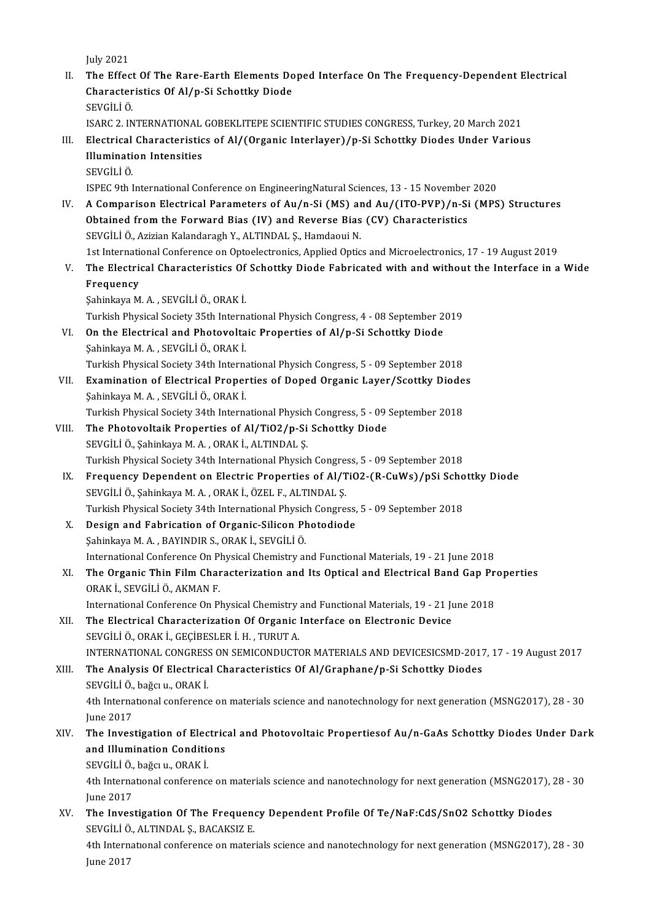July 2021

II. The Effect Of The Rare-Earth Elements Doped Interface On The Frequency-Dependent Electrical Characteristics Of Al/p-Si Schottky Diode
SEVGİLİ Ö.
ISARC 2. INTERNATIONAL GOBEKLITEPE SCIENTIFIC STUDIES CONGRESS, Turkey, 20 March 2021

III. Electrical Characteristics of Al/(Organic Interlayer)/p-Si Schottky Diodes Under Various Illumination Intensities
SEVGİLİ Ö.
ISPEC 9th International Conference on EngineeringNatural Sciences, 13 - 15 November 2020

IV. A Comparison Electrical Parameters of Au/n-Si (MS) and Au/(ITO-PVP)/n-Si (MPS) Structures Obtained from the Forward Bias (IV) and Reverse Bias (CV) Characteristics
SEVGİLİ Ö., Azizian Kalandaragh Y., ALTINDAL Ş., Hamdaoui N.
1st International Conference on Optoelectronics, Applied Optics and Microelectronics, 17 - 19 August 2019

V. The Electrical Characteristics Of Schottky Diode Fabricated with and without the Interface in a Wide Frequency
Şahinkaya M. A. , SEVGİLİ Ö., ORAK İ.
Turkish Physical Society 35th International Physich Congress, 4 - 08 September 2019

VI. On the Electrical and Photovoltaic Properties of Al/p-Si Schottky Diode
Şahinkaya M. A. , SEVGİLİ Ö., ORAK İ.
Turkish Physical Society 34th International Physich Congress, 5 - 09 September 2018

VII. Examination of Electrical Properties of Doped Organic Layer/Scottky Diodes
Şahinkaya M. A. , SEVGİLİ Ö., ORAK İ.
Turkish Physical Society 34th International Physich Congress, 5 - 09 September 2018

VIII. The Photovoltaik Properties of Al/TiO2/p-Si Schottky Diode
SEVGİLİ Ö., Şahinkaya M. A. , ORAK İ., ALTINDAL Ş.
Turkish Physical Society 34th International Physich Congress, 5 - 09 September 2018

IX. Frequency Dependent on Electric Properties of Al/TiO2-(R-CuWs)/pSi Schottky Diode
SEVGİLİ Ö., Şahinkaya M. A. , ORAK İ., ÖZEL F., ALTINDAL Ş.
Turkish Physical Society 34th International Physich Congress, 5 - 09 September 2018

X. Design and Fabrication of Organic-Silicon Photodiode
Şahinkaya M. A. , BAYINDIR S., ORAK İ., SEVGİLİ Ö.
International Conference On Physical Chemistry and Functional Materials, 19 - 21 June 2018

XI. The Organic Thin Film Characterization and Its Optical and Electrical Band Gap Properties
ORAK İ., SEVGİLİ Ö., AKMAN F.
International Conference On Physical Chemistry and Functional Materials, 19 - 21 June 2018

XII. The Electrical Characterization Of Organic Interface on Electronic Device
SEVGİLİ Ö., ORAK İ., GEÇİBESLER İ. H. , TURUT A.
INTERNATIONAL CONGRESS ON SEMICONDUCTOR MATERIALS AND DEVICESICSMD-2017, 17 - 19 August 2017

XIII. The Analysis Of Electrical Characteristics Of Al/Graphane/p-Si Schottky Diodes
SEVGİLİ Ö., bağcı u., ORAK İ.
4th Internatıonal conference on materials science and nanotechnology for next generation (MSNG2017), 28 - 30 June 2017

XIV. The Investigation of Electrical and Photovoltaic Propertiesof Au/n-GaAs Schottky Diodes Under Dark and Illumination Conditions
SEVGİLİ Ö., bağcı u., ORAK İ.
4th Internatıonal conference on materials science and nanotechnology for next generation (MSNG2017), 28 - 30 June 2017

XV. The Investigation Of The Frequency Dependent Profile Of Te/NaF:CdS/SnO2 Schottky Diodes
SEVGİLİ Ö., ALTINDAL Ş., BACAKSIZ E.
4th Internatıonal conference on materials science and nanotechnology for next generation (MSNG2017), 28 - 30 June 2017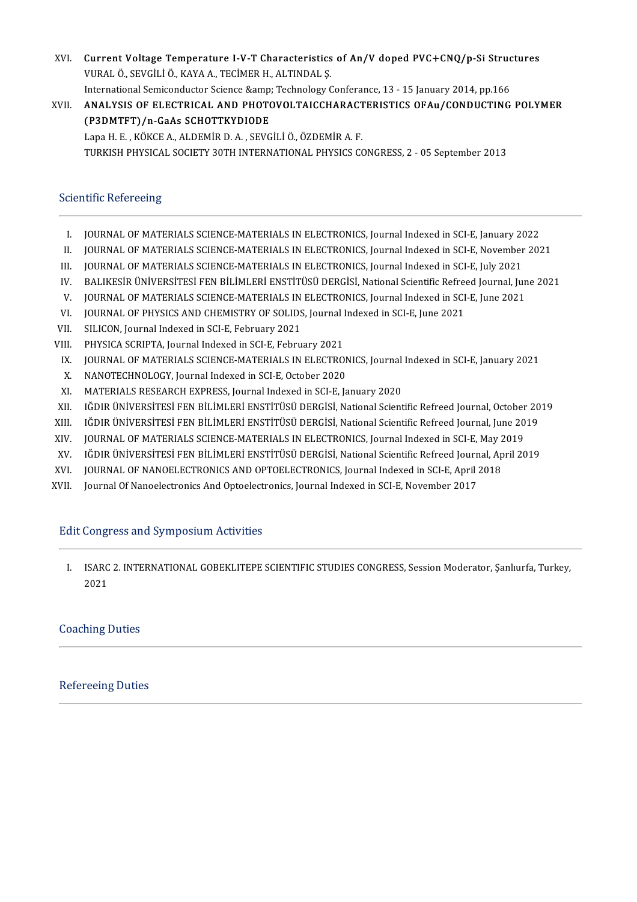XVI. **Current Voltage Temperature I-V-T Characteristics of An/V doped PVC+CNQ/p-Si Structures**
VURAL Ö., SEVGİLİ Ö., KAYA A., TECİMER H., ALTINDAL Ş.
International Semiconductor Science &amp; Technology Conferance, 13 - 15 January 2014, pp.166

XVII. **ANALYSIS OF ELECTRICAL AND PHOTOVOLTAICCHARACTERISTICS OFAu/CONDUCTING POLYMER (P3DMTFT)/n-GaAs SCHOTTKYDIODE**
Lapa H. E. , KÖKCE A., ALDEMİR D. A. , SEVGİLİ Ö., ÖZDEMİR A. F.
TURKISH PHYSICAL SOCIETY 30TH INTERNATIONAL PHYSICS CONGRESS, 2 - 05 September 2013

## Scientific Refereeing

I. JOURNAL OF MATERIALS SCIENCE-MATERIALS IN ELECTRONICS, Journal Indexed in SCI-E, January 2022
II. JOURNAL OF MATERIALS SCIENCE-MATERIALS IN ELECTRONICS, Journal Indexed in SCI-E, November 2021
III. JOURNAL OF MATERIALS SCIENCE-MATERIALS IN ELECTRONICS, Journal Indexed in SCI-E, July 2021
IV. BALIKESİR ÜNİVERSİTESİ FEN BİLİMLERİ ENSTİTÜSÜ DERGİSİ, National Scientific Refreed Journal, June 2021
V. JOURNAL OF MATERIALS SCIENCE-MATERIALS IN ELECTRONICS, Journal Indexed in SCI-E, June 2021
VI. JOURNAL OF PHYSICS AND CHEMISTRY OF SOLIDS, Journal Indexed in SCI-E, June 2021
VII. SILICON, Journal Indexed in SCI-E, February 2021
VIII. PHYSICA SCRIPTA, Journal Indexed in SCI-E, February 2021
IX. JOURNAL OF MATERIALS SCIENCE-MATERIALS IN ELECTRONICS, Journal Indexed in SCI-E, January 2021
X. NANOTECHNOLOGY, Journal Indexed in SCI-E, October 2020
XI. MATERIALS RESEARCH EXPRESS, Journal Indexed in SCI-E, January 2020
XII. IĞDIR ÜNİVERSİTESİ FEN BİLİMLERİ ENSTİTÜSÜ DERGİSİ, National Scientific Refreed Journal, October 2019
XIII. IĞDIR ÜNİVERSİTESİ FEN BİLİMLERİ ENSTİTÜSÜ DERGİSİ, National Scientific Refreed Journal, June 2019
XIV. JOURNAL OF MATERIALS SCIENCE-MATERIALS IN ELECTRONICS, Journal Indexed in SCI-E, May 2019
XV. IĞDIR ÜNİVERSİTESİ FEN BİLİMLERİ ENSTİTÜSÜ DERGİSİ, National Scientific Refreed Journal, April 2019
XVI. JOURNAL OF NANOELECTRONICS AND OPTOELECTRONICS, Journal Indexed in SCI-E, April 2018
XVII. Journal Of Nanoelectronics And Optoelectronics, Journal Indexed in SCI-E, November 2017

## Edit Congress and Symposium Activities

I. ISARC 2. INTERNATIONAL GOBEKLITEPE SCIENTIFIC STUDIES CONGRESS, Session Moderator, Şanlıurfa, Turkey, 2021

## Coaching Duties

## Refereeing Duties